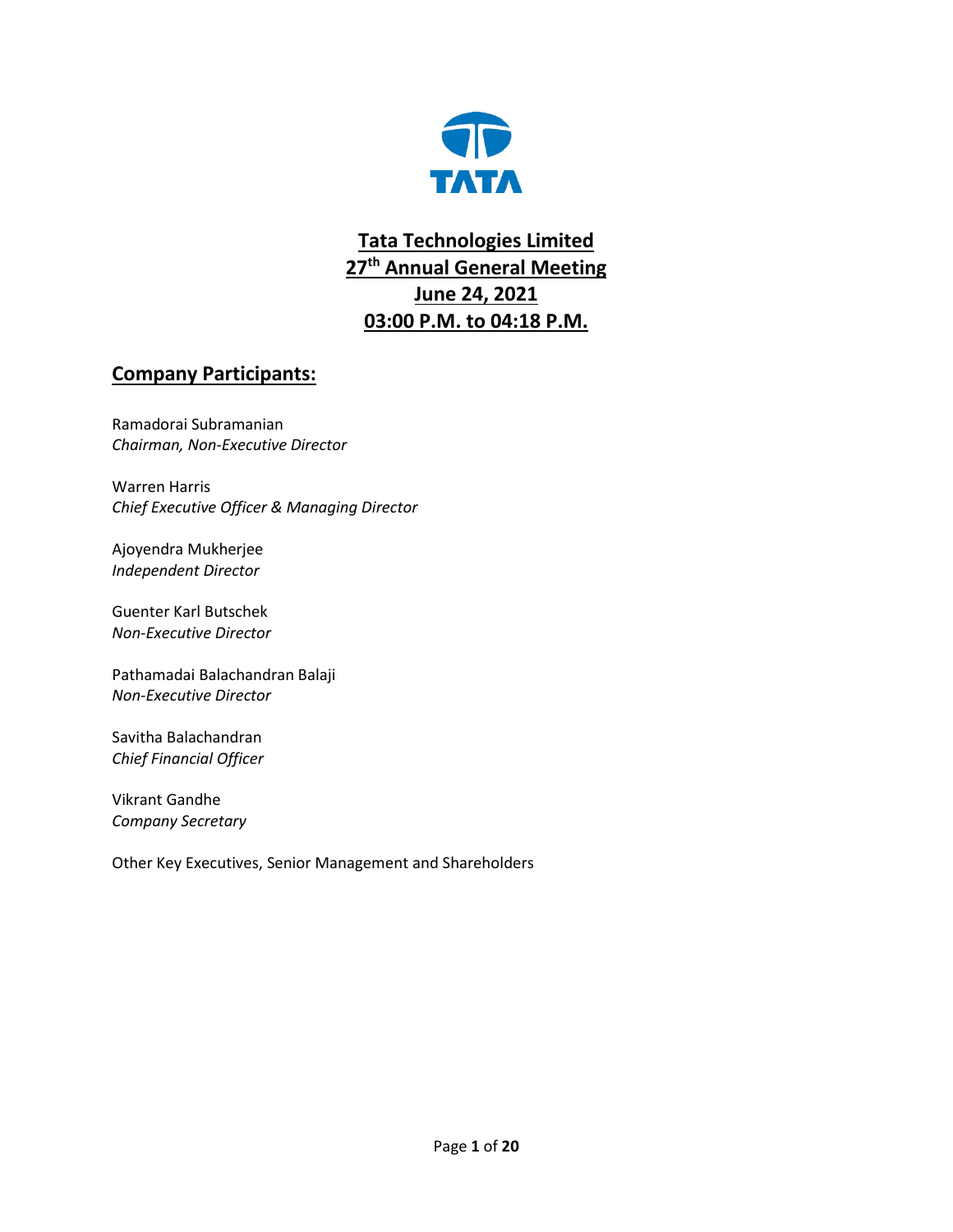# Tata Technologies Limited

## 27th Annual General Meeting

## June 24, 2021

## 03:00 P.M. to 04:18 P.M.

## Company Participants:

Ramadorai Subramanian
*Chairman, Non-Executive Director*

Warren Harris
*Chief Executive Officer & Managing Director*

Ajoyendra Mukherjee
*Independent Director*

Guenter Karl Butschek
*Non-Executive Director*

Pathamadai Balachandran Balaji
*Non-Executive Director*

Savitha Balachandran
*Chief Financial Officer*

Vikrant Gandhe
*Company Secretary*

Other Key Executives, Senior Management and Shareholders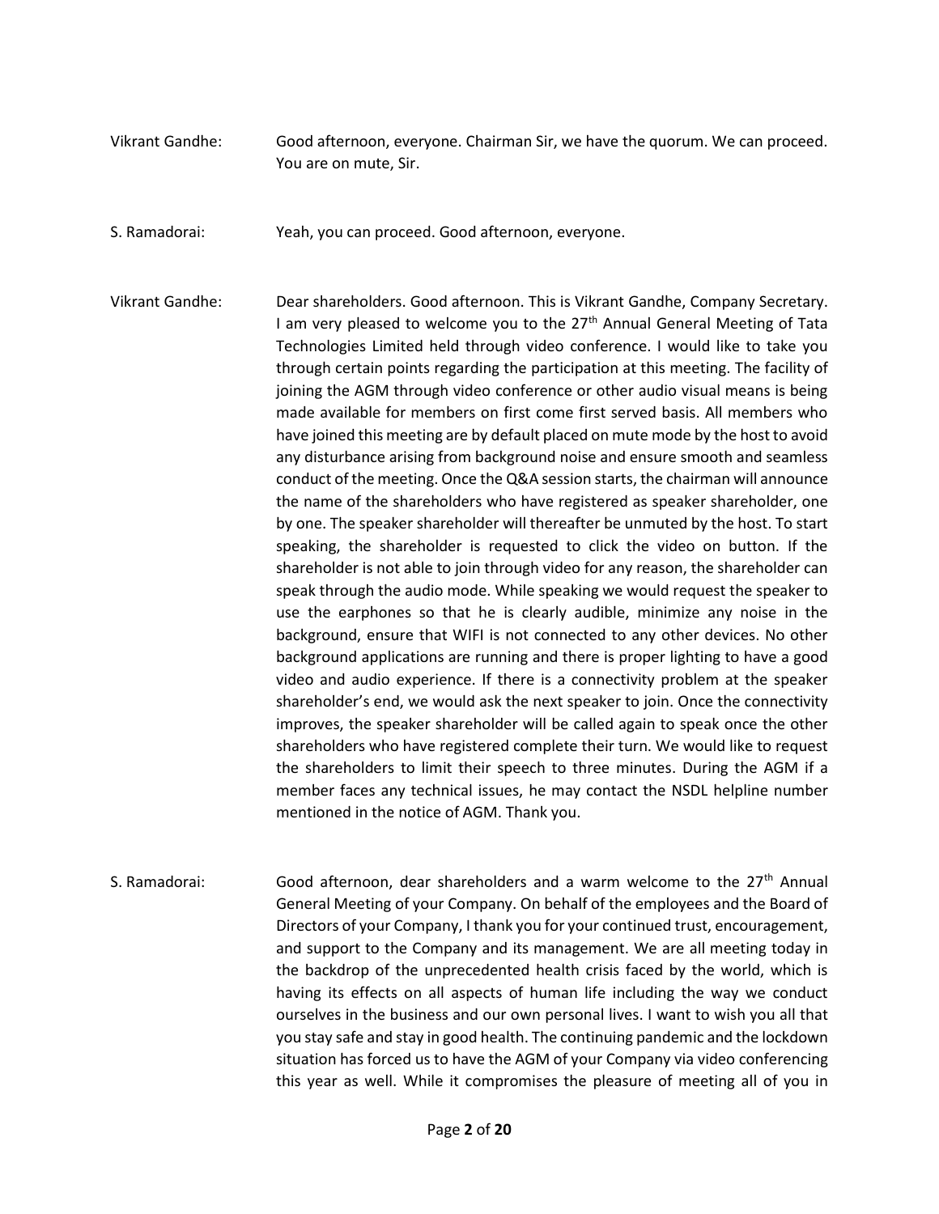**Vikrant Gandhe:** Good afternoon, everyone. Chairman Sir, we have the quorum. We can proceed. You are on mute, Sir.

**S. Ramadorai:** Yeah, you can proceed. Good afternoon, everyone.

**Vikrant Gandhe:** Dear shareholders. Good afternoon. This is Vikrant Gandhe, Company Secretary. I am very pleased to welcome you to the 27th Annual General Meeting of Tata Technologies Limited held through video conference. I would like to take you through certain points regarding the participation at this meeting. The facility of joining the AGM through video conference or other audio visual means is being made available for members on first come first served basis. All members who have joined this meeting are by default placed on mute mode by the host to avoid any disturbance arising from background noise and ensure smooth and seamless conduct of the meeting. Once the Q&A session starts, the chairman will announce the name of the shareholders who have registered as speaker shareholder, one by one. The speaker shareholder will thereafter be unmuted by the host. To start speaking, the shareholder is requested to click the video on button. If the shareholder is not able to join through video for any reason, the shareholder can speak through the audio mode. While speaking we would request the speaker to use the earphones so that he is clearly audible, minimize any noise in the background, ensure that WIFI is not connected to any other devices. No other background applications are running and there is proper lighting to have a good video and audio experience. If there is a connectivity problem at the speaker shareholder's end, we would ask the next speaker to join. Once the connectivity improves, the speaker shareholder will be called again to speak once the other shareholders who have registered complete their turn. We would like to request the shareholders to limit their speech to three minutes. During the AGM if a member faces any technical issues, he may contact the NSDL helpline number mentioned in the notice of AGM. Thank you.

**S. Ramadorai:** Good afternoon, dear shareholders and a warm welcome to the 27th Annual General Meeting of your Company. On behalf of the employees and the Board of Directors of your Company, I thank you for your continued trust, encouragement, and support to the Company and its management. We are all meeting today in the backdrop of the unprecedented health crisis faced by the world, which is having its effects on all aspects of human life including the way we conduct ourselves in the business and our own personal lives. I want to wish you all that you stay safe and stay in good health. The continuing pandemic and the lockdown situation has forced us to have the AGM of your Company via video conferencing this year as well. While it compromises the pleasure of meeting all of you in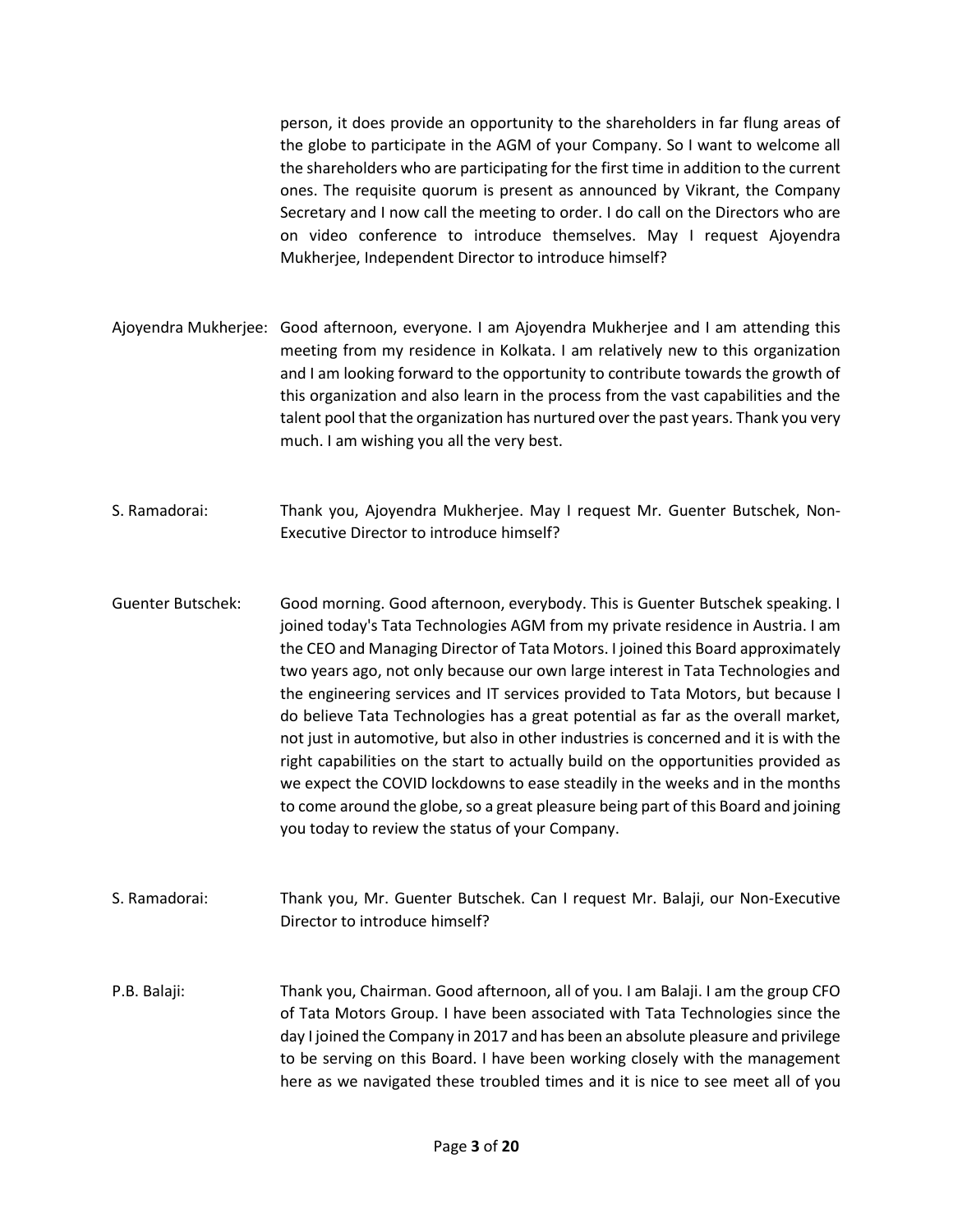person, it does provide an opportunity to the shareholders in far flung areas of the globe to participate in the AGM of your Company. So I want to welcome all the shareholders who are participating for the first time in addition to the current ones. The requisite quorum is present as announced by Vikrant, the Company Secretary and I now call the meeting to order. I do call on the Directors who are on video conference to introduce themselves. May I request Ajoyendra Mukherjee, Independent Director to introduce himself?

Ajoyendra Mukherjee: Good afternoon, everyone. I am Ajoyendra Mukherjee and I am attending this meeting from my residence in Kolkata. I am relatively new to this organization and I am looking forward to the opportunity to contribute towards the growth of this organization and also learn in the process from the vast capabilities and the talent pool that the organization has nurtured over the past years. Thank you very much. I am wishing you all the very best.

S. Ramadorai: Thank you, Ajoyendra Mukherjee. May I request Mr. Guenter Butschek, Non-Executive Director to introduce himself?

Guenter Butschek: Good morning. Good afternoon, everybody. This is Guenter Butschek speaking. I joined today's Tata Technologies AGM from my private residence in Austria. I am the CEO and Managing Director of Tata Motors. I joined this Board approximately two years ago, not only because our own large interest in Tata Technologies and the engineering services and IT services provided to Tata Motors, but because I do believe Tata Technologies has a great potential as far as the overall market, not just in automotive, but also in other industries is concerned and it is with the right capabilities on the start to actually build on the opportunities provided as we expect the COVID lockdowns to ease steadily in the weeks and in the months to come around the globe, so a great pleasure being part of this Board and joining you today to review the status of your Company.

S. Ramadorai: Thank you, Mr. Guenter Butschek. Can I request Mr. Balaji, our Non-Executive Director to introduce himself?

P.B. Balaji: Thank you, Chairman. Good afternoon, all of you. I am Balaji. I am the group CFO of Tata Motors Group. I have been associated with Tata Technologies since the day I joined the Company in 2017 and has been an absolute pleasure and privilege to be serving on this Board. I have been working closely with the management here as we navigated these troubled times and it is nice to see meet all of you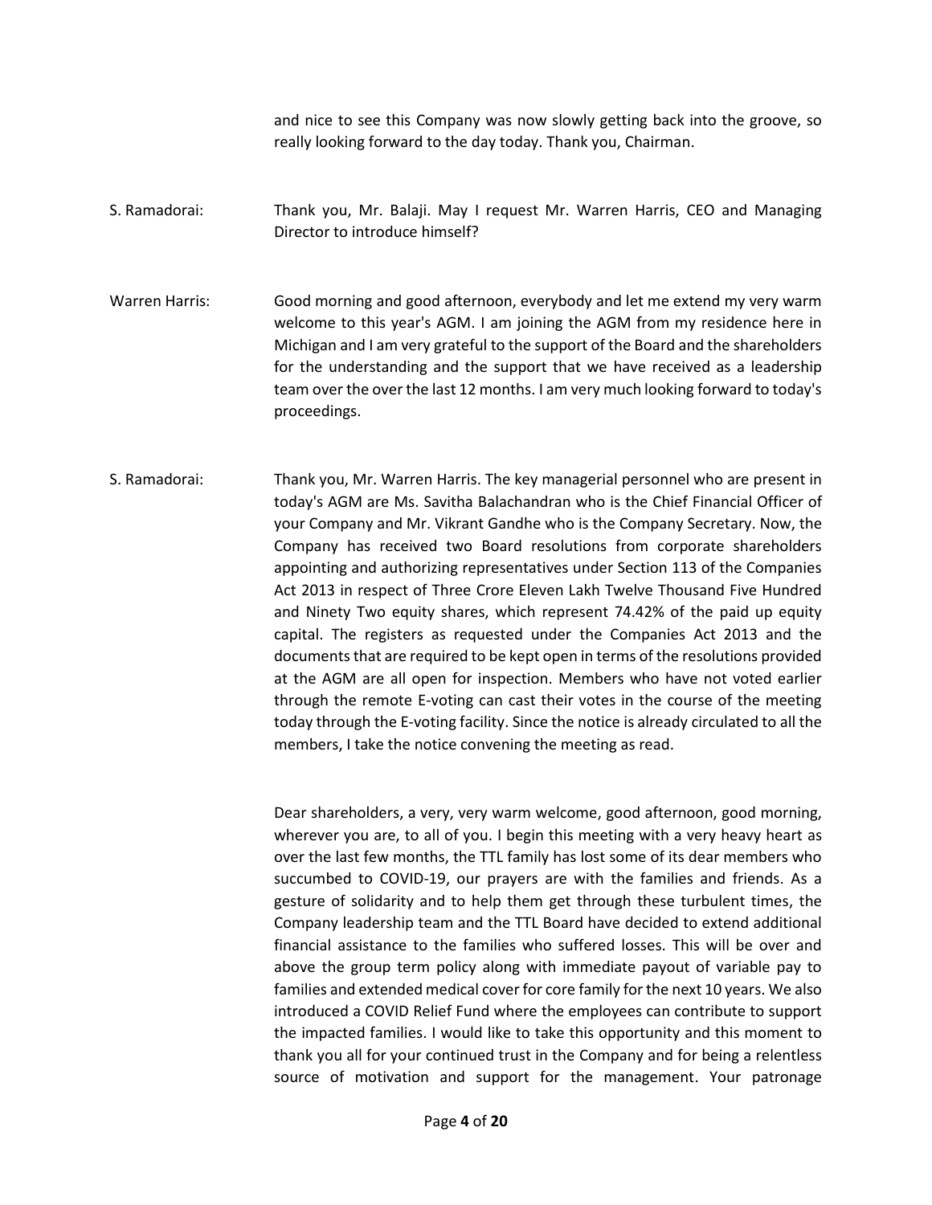and nice to see this Company was now slowly getting back into the groove, so really looking forward to the day today. Thank you, Chairman.

**S. Ramadorai:** Thank you, Mr. Balaji. May I request Mr. Warren Harris, CEO and Managing Director to introduce himself?

**Warren Harris:** Good morning and good afternoon, everybody and let me extend my very warm welcome to this year's AGM. I am joining the AGM from my residence here in Michigan and I am very grateful to the support of the Board and the shareholders for the understanding and the support that we have received as a leadership team over the over the last 12 months. I am very much looking forward to today's proceedings.

**S. Ramadorai:** Thank you, Mr. Warren Harris. The key managerial personnel who are present in today's AGM are Ms. Savitha Balachandran who is the Chief Financial Officer of your Company and Mr. Vikrant Gandhe who is the Company Secretary. Now, the Company has received two Board resolutions from corporate shareholders appointing and authorizing representatives under Section 113 of the Companies Act 2013 in respect of Three Crore Eleven Lakh Twelve Thousand Five Hundred and Ninety Two equity shares, which represent 74.42% of the paid up equity capital. The registers as requested under the Companies Act 2013 and the documents that are required to be kept open in terms of the resolutions provided at the AGM are all open for inspection. Members who have not voted earlier through the remote E-voting can cast their votes in the course of the meeting today through the E-voting facility. Since the notice is already circulated to all the members, I take the notice convening the meeting as read.

Dear shareholders, a very, very warm welcome, good afternoon, good morning, wherever you are, to all of you. I begin this meeting with a very heavy heart as over the last few months, the TTL family has lost some of its dear members who succumbed to COVID-19, our prayers are with the families and friends. As a gesture of solidarity and to help them get through these turbulent times, the Company leadership team and the TTL Board have decided to extend additional financial assistance to the families who suffered losses. This will be over and above the group term policy along with immediate payout of variable pay to families and extended medical cover for core family for the next 10 years. We also introduced a COVID Relief Fund where the employees can contribute to support the impacted families. I would like to take this opportunity and this moment to thank you all for your continued trust in the Company and for being a relentless source of motivation and support for the management. Your patronage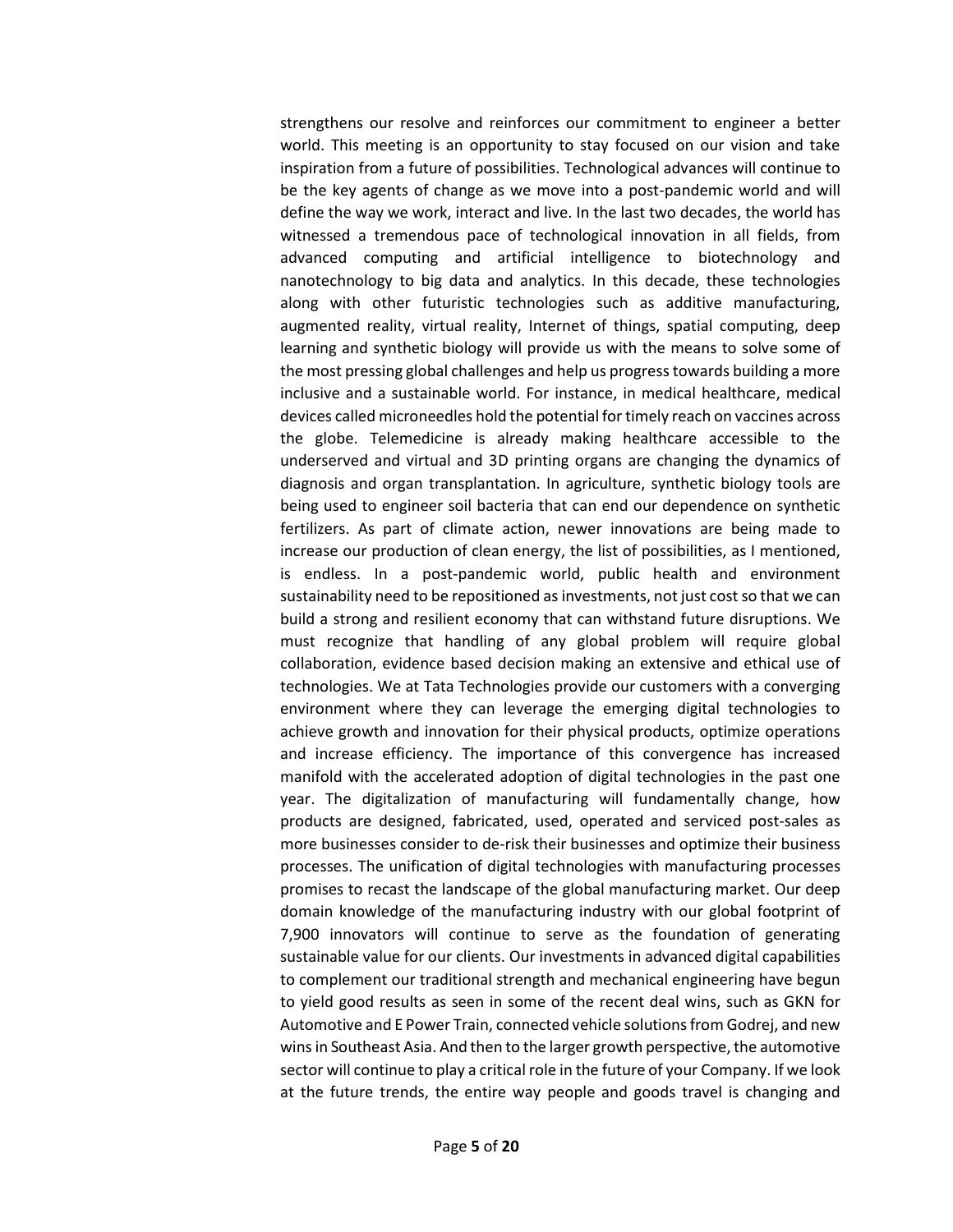strengthens our resolve and reinforces our commitment to engineer a better world. This meeting is an opportunity to stay focused on our vision and take inspiration from a future of possibilities. Technological advances will continue to be the key agents of change as we move into a post-pandemic world and will define the way we work, interact and live. In the last two decades, the world has witnessed a tremendous pace of technological innovation in all fields, from advanced computing and artificial intelligence to biotechnology and nanotechnology to big data and analytics. In this decade, these technologies along with other futuristic technologies such as additive manufacturing, augmented reality, virtual reality, Internet of things, spatial computing, deep learning and synthetic biology will provide us with the means to solve some of the most pressing global challenges and help us progress towards building a more inclusive and a sustainable world. For instance, in medical healthcare, medical devices called microneedles hold the potential for timely reach on vaccines across the globe. Telemedicine is already making healthcare accessible to the underserved and virtual and 3D printing organs are changing the dynamics of diagnosis and organ transplantation. In agriculture, synthetic biology tools are being used to engineer soil bacteria that can end our dependence on synthetic fertilizers. As part of climate action, newer innovations are being made to increase our production of clean energy, the list of possibilities, as I mentioned, is endless. In a post-pandemic world, public health and environment sustainability need to be repositioned as investments, not just cost so that we can build a strong and resilient economy that can withstand future disruptions. We must recognize that handling of any global problem will require global collaboration, evidence based decision making an extensive and ethical use of technologies. We at Tata Technologies provide our customers with a converging environment where they can leverage the emerging digital technologies to achieve growth and innovation for their physical products, optimize operations and increase efficiency. The importance of this convergence has increased manifold with the accelerated adoption of digital technologies in the past one year. The digitalization of manufacturing will fundamentally change, how products are designed, fabricated, used, operated and serviced post-sales as more businesses consider to de-risk their businesses and optimize their business processes. The unification of digital technologies with manufacturing processes promises to recast the landscape of the global manufacturing market. Our deep domain knowledge of the manufacturing industry with our global footprint of 7,900 innovators will continue to serve as the foundation of generating sustainable value for our clients. Our investments in advanced digital capabilities to complement our traditional strength and mechanical engineering have begun to yield good results as seen in some of the recent deal wins, such as GKN for Automotive and E Power Train, connected vehicle solutions from Godrej, and new wins in Southeast Asia. And then to the larger growth perspective, the automotive sector will continue to play a critical role in the future of your Company. If we look at the future trends, the entire way people and goods travel is changing and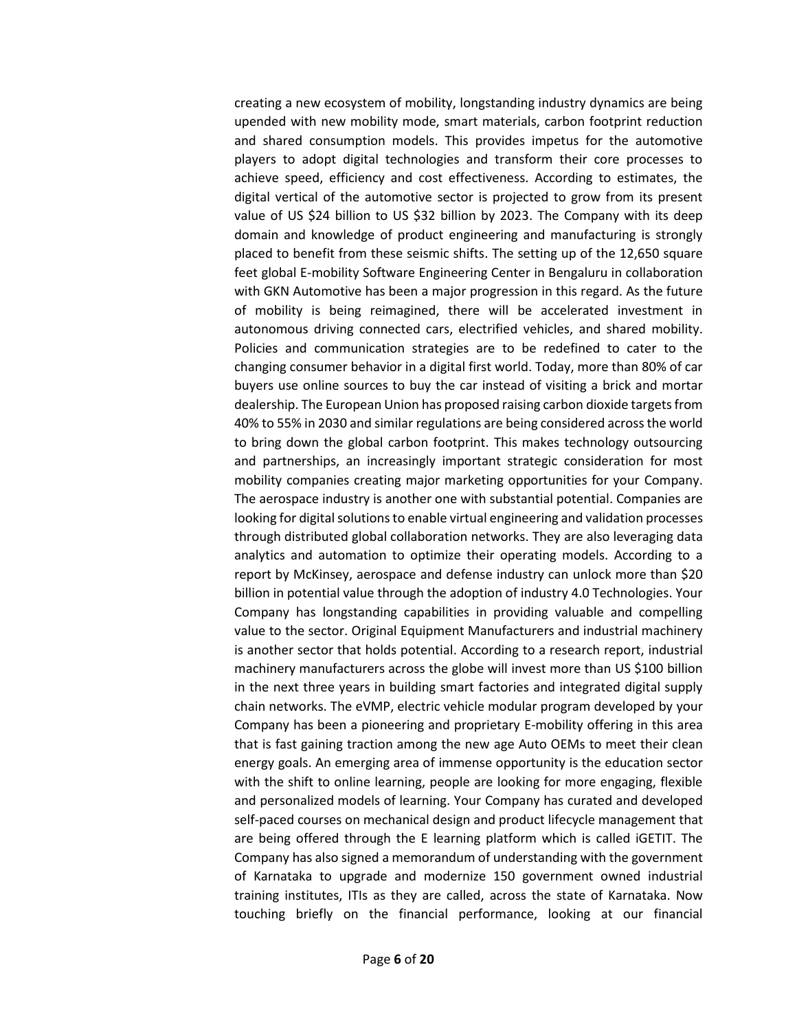creating a new ecosystem of mobility, longstanding industry dynamics are being upended with new mobility mode, smart materials, carbon footprint reduction and shared consumption models. This provides impetus for the automotive players to adopt digital technologies and transform their core processes to achieve speed, efficiency and cost effectiveness. According to estimates, the digital vertical of the automotive sector is projected to grow from its present value of US $24 billion to US $32 billion by 2023. The Company with its deep domain and knowledge of product engineering and manufacturing is strongly placed to benefit from these seismic shifts. The setting up of the 12,650 square feet global E-mobility Software Engineering Center in Bengaluru in collaboration with GKN Automotive has been a major progression in this regard. As the future of mobility is being reimagined, there will be accelerated investment in autonomous driving connected cars, electrified vehicles, and shared mobility. Policies and communication strategies are to be redefined to cater to the changing consumer behavior in a digital first world. Today, more than 80% of car buyers use online sources to buy the car instead of visiting a brick and mortar dealership. The European Union has proposed raising carbon dioxide targets from 40% to 55% in 2030 and similar regulations are being considered across the world to bring down the global carbon footprint. This makes technology outsourcing and partnerships, an increasingly important strategic consideration for most mobility companies creating major marketing opportunities for your Company. The aerospace industry is another one with substantial potential. Companies are looking for digital solutions to enable virtual engineering and validation processes through distributed global collaboration networks. They are also leveraging data analytics and automation to optimize their operating models. According to a report by McKinsey, aerospace and defense industry can unlock more than $20 billion in potential value through the adoption of industry 4.0 Technologies. Your Company has longstanding capabilities in providing valuable and compelling value to the sector. Original Equipment Manufacturers and industrial machinery is another sector that holds potential. According to a research report, industrial machinery manufacturers across the globe will invest more than US $100 billion in the next three years in building smart factories and integrated digital supply chain networks. The eVMP, electric vehicle modular program developed by your Company has been a pioneering and proprietary E-mobility offering in this area that is fast gaining traction among the new age Auto OEMs to meet their clean energy goals. An emerging area of immense opportunity is the education sector with the shift to online learning, people are looking for more engaging, flexible and personalized models of learning. Your Company has curated and developed self-paced courses on mechanical design and product lifecycle management that are being offered through the E learning platform which is called iGETIT. The Company has also signed a memorandum of understanding with the government of Karnataka to upgrade and modernize 150 government owned industrial training institutes, ITIs as they are called, across the state of Karnataka. Now touching briefly on the financial performance, looking at our financial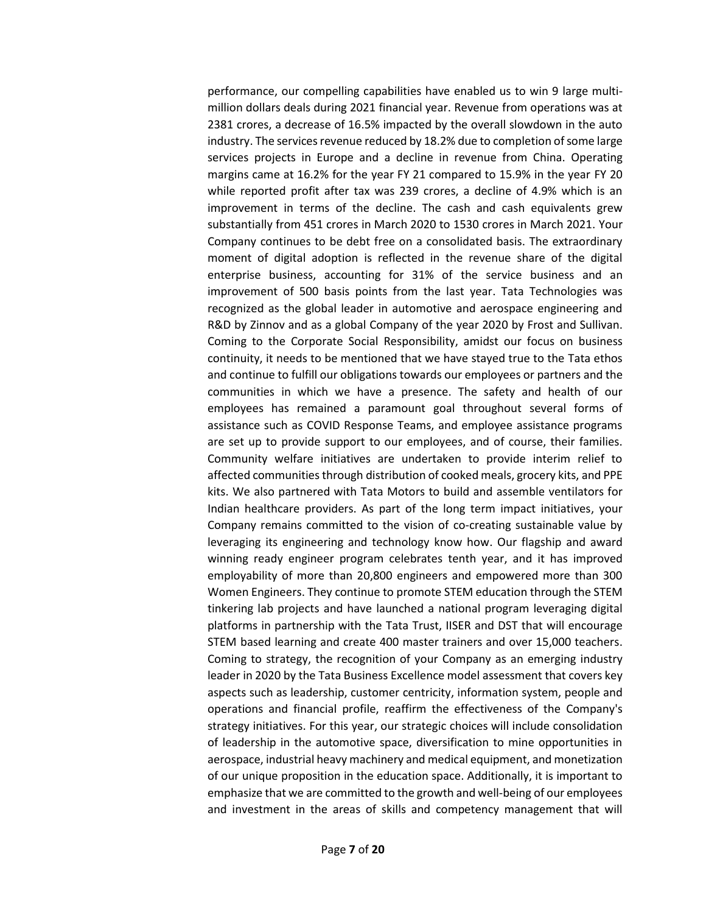performance, our compelling capabilities have enabled us to win 9 large multi-million dollars deals during 2021 financial year. Revenue from operations was at 2381 crores, a decrease of 16.5% impacted by the overall slowdown in the auto industry. The services revenue reduced by 18.2% due to completion of some large services projects in Europe and a decline in revenue from China. Operating margins came at 16.2% for the year FY 21 compared to 15.9% in the year FY 20 while reported profit after tax was 239 crores, a decline of 4.9% which is an improvement in terms of the decline. The cash and cash equivalents grew substantially from 451 crores in March 2020 to 1530 crores in March 2021. Your Company continues to be debt free on a consolidated basis. The extraordinary moment of digital adoption is reflected in the revenue share of the digital enterprise business, accounting for 31% of the service business and an improvement of 500 basis points from the last year. Tata Technologies was recognized as the global leader in automotive and aerospace engineering and R&D by Zinnov and as a global Company of the year 2020 by Frost and Sullivan. Coming to the Corporate Social Responsibility, amidst our focus on business continuity, it needs to be mentioned that we have stayed true to the Tata ethos and continue to fulfill our obligations towards our employees or partners and the communities in which we have a presence. The safety and health of our employees has remained a paramount goal throughout several forms of assistance such as COVID Response Teams, and employee assistance programs are set up to provide support to our employees, and of course, their families. Community welfare initiatives are undertaken to provide interim relief to affected communities through distribution of cooked meals, grocery kits, and PPE kits. We also partnered with Tata Motors to build and assemble ventilators for Indian healthcare providers. As part of the long term impact initiatives, your Company remains committed to the vision of co-creating sustainable value by leveraging its engineering and technology know how. Our flagship and award winning ready engineer program celebrates tenth year, and it has improved employability of more than 20,800 engineers and empowered more than 300 Women Engineers. They continue to promote STEM education through the STEM tinkering lab projects and have launched a national program leveraging digital platforms in partnership with the Tata Trust, IISER and DST that will encourage STEM based learning and create 400 master trainers and over 15,000 teachers. Coming to strategy, the recognition of your Company as an emerging industry leader in 2020 by the Tata Business Excellence model assessment that covers key aspects such as leadership, customer centricity, information system, people and operations and financial profile, reaffirm the effectiveness of the Company's strategy initiatives. For this year, our strategic choices will include consolidation of leadership in the automotive space, diversification to mine opportunities in aerospace, industrial heavy machinery and medical equipment, and monetization of our unique proposition in the education space. Additionally, it is important to emphasize that we are committed to the growth and well-being of our employees and investment in the areas of skills and competency management that will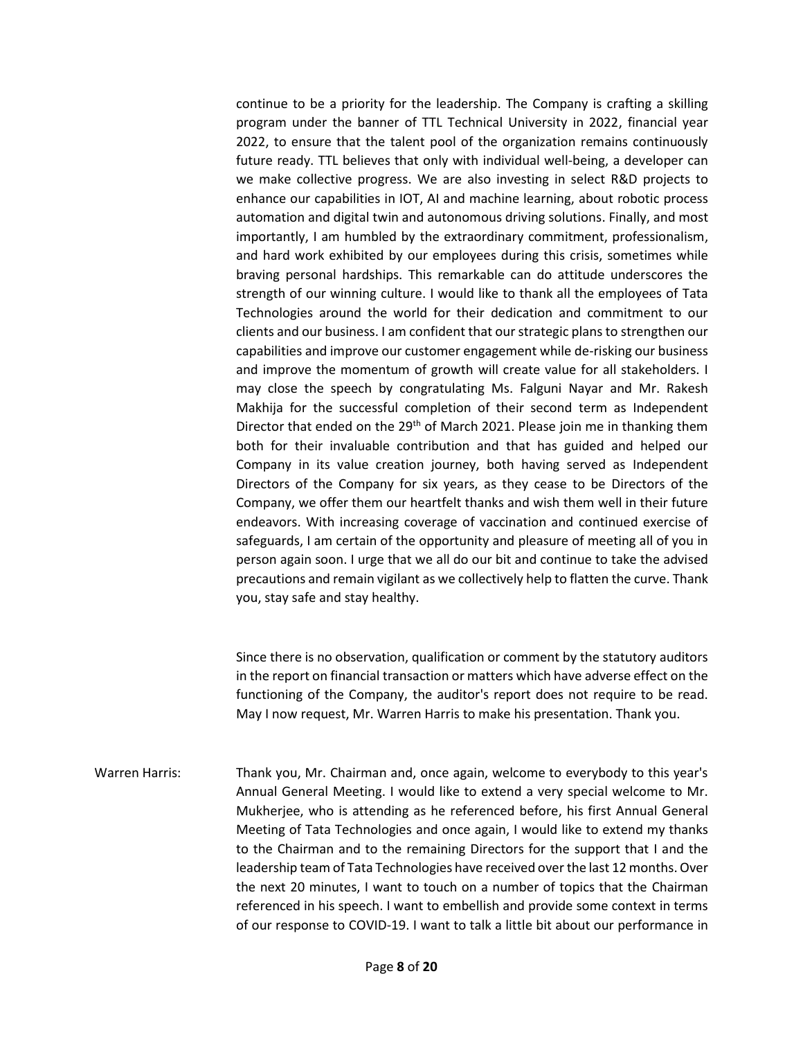continue to be a priority for the leadership. The Company is crafting a skilling program under the banner of TTL Technical University in 2022, financial year 2022, to ensure that the talent pool of the organization remains continuously future ready. TTL believes that only with individual well-being, a developer can we make collective progress. We are also investing in select R&D projects to enhance our capabilities in IOT, AI and machine learning, about robotic process automation and digital twin and autonomous driving solutions. Finally, and most importantly, I am humbled by the extraordinary commitment, professionalism, and hard work exhibited by our employees during this crisis, sometimes while braving personal hardships. This remarkable can do attitude underscores the strength of our winning culture. I would like to thank all the employees of Tata Technologies around the world for their dedication and commitment to our clients and our business. I am confident that our strategic plans to strengthen our capabilities and improve our customer engagement while de-risking our business and improve the momentum of growth will create value for all stakeholders. I may close the speech by congratulating Ms. Falguni Nayar and Mr. Rakesh Makhija for the successful completion of their second term as Independent Director that ended on the 29th of March 2021. Please join me in thanking them both for their invaluable contribution and that has guided and helped our Company in its value creation journey, both having served as Independent Directors of the Company for six years, as they cease to be Directors of the Company, we offer them our heartfelt thanks and wish them well in their future endeavors. With increasing coverage of vaccination and continued exercise of safeguards, I am certain of the opportunity and pleasure of meeting all of you in person again soon. I urge that we all do our bit and continue to take the advised precautions and remain vigilant as we collectively help to flatten the curve. Thank you, stay safe and stay healthy.

Since there is no observation, qualification or comment by the statutory auditors in the report on financial transaction or matters which have adverse effect on the functioning of the Company, the auditor's report does not require to be read. May I now request, Mr. Warren Harris to make his presentation. Thank you.

Warren Harris: Thank you, Mr. Chairman and, once again, welcome to everybody to this year's Annual General Meeting. I would like to extend a very special welcome to Mr. Mukherjee, who is attending as he referenced before, his first Annual General Meeting of Tata Technologies and once again, I would like to extend my thanks to the Chairman and to the remaining Directors for the support that I and the leadership team of Tata Technologies have received over the last 12 months. Over the next 20 minutes, I want to touch on a number of topics that the Chairman referenced in his speech. I want to embellish and provide some context in terms of our response to COVID-19. I want to talk a little bit about our performance in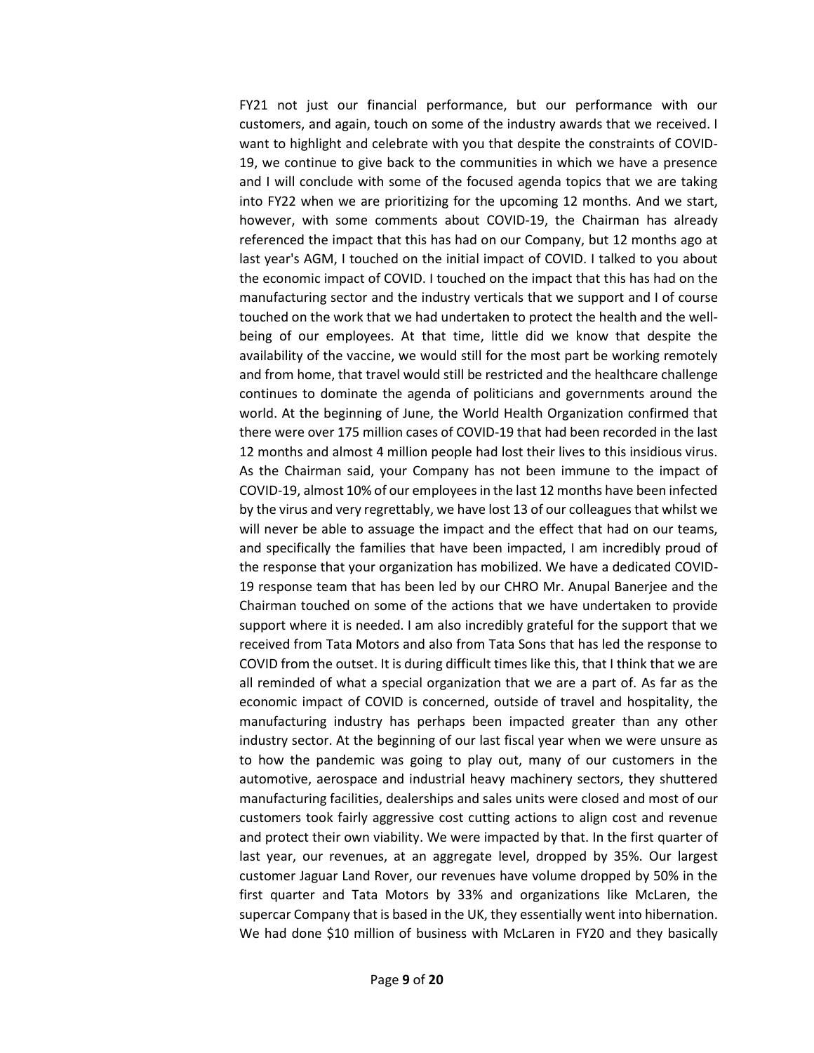FY21 not just our financial performance, but our performance with our customers, and again, touch on some of the industry awards that we received. I want to highlight and celebrate with you that despite the constraints of COVID-19, we continue to give back to the communities in which we have a presence and I will conclude with some of the focused agenda topics that we are taking into FY22 when we are prioritizing for the upcoming 12 months. And we start, however, with some comments about COVID-19, the Chairman has already referenced the impact that this has had on our Company, but 12 months ago at last year's AGM, I touched on the initial impact of COVID. I talked to you about the economic impact of COVID. I touched on the impact that this has had on the manufacturing sector and the industry verticals that we support and I of course touched on the work that we had undertaken to protect the health and the well-being of our employees. At that time, little did we know that despite the availability of the vaccine, we would still for the most part be working remotely and from home, that travel would still be restricted and the healthcare challenge continues to dominate the agenda of politicians and governments around the world. At the beginning of June, the World Health Organization confirmed that there were over 175 million cases of COVID-19 that had been recorded in the last 12 months and almost 4 million people had lost their lives to this insidious virus. As the Chairman said, your Company has not been immune to the impact of COVID-19, almost 10% of our employees in the last 12 months have been infected by the virus and very regrettably, we have lost 13 of our colleagues that whilst we will never be able to assuage the impact and the effect that had on our teams, and specifically the families that have been impacted, I am incredibly proud of the response that your organization has mobilized. We have a dedicated COVID-19 response team that has been led by our CHRO Mr. Anupal Banerjee and the Chairman touched on some of the actions that we have undertaken to provide support where it is needed. I am also incredibly grateful for the support that we received from Tata Motors and also from Tata Sons that has led the response to COVID from the outset. It is during difficult times like this, that I think that we are all reminded of what a special organization that we are a part of. As far as the economic impact of COVID is concerned, outside of travel and hospitality, the manufacturing industry has perhaps been impacted greater than any other industry sector. At the beginning of our last fiscal year when we were unsure as to how the pandemic was going to play out, many of our customers in the automotive, aerospace and industrial heavy machinery sectors, they shuttered manufacturing facilities, dealerships and sales units were closed and most of our customers took fairly aggressive cost cutting actions to align cost and revenue and protect their own viability. We were impacted by that. In the first quarter of last year, our revenues, at an aggregate level, dropped by 35%. Our largest customer Jaguar Land Rover, our revenues have volume dropped by 50% in the first quarter and Tata Motors by 33% and organizations like McLaren, the supercar Company that is based in the UK, they essentially went into hibernation. We had done $10 million of business with McLaren in FY20 and they basically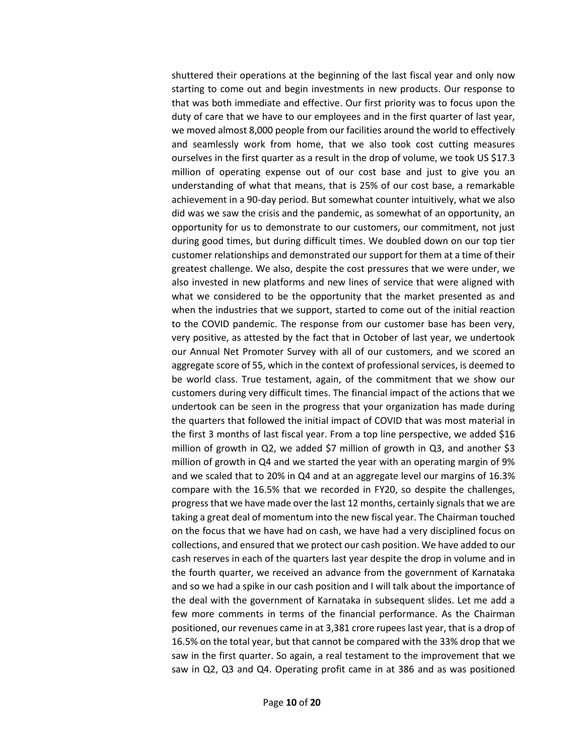shuttered their operations at the beginning of the last fiscal year and only now starting to come out and begin investments in new products. Our response to that was both immediate and effective. Our first priority was to focus upon the duty of care that we have to our employees and in the first quarter of last year, we moved almost 8,000 people from our facilities around the world to effectively and seamlessly work from home, that we also took cost cutting measures ourselves in the first quarter as a result in the drop of volume, we took US $17.3 million of operating expense out of our cost base and just to give you an understanding of what that means, that is 25% of our cost base, a remarkable achievement in a 90-day period. But somewhat counter intuitively, what we also did was we saw the crisis and the pandemic, as somewhat of an opportunity, an opportunity for us to demonstrate to our customers, our commitment, not just during good times, but during difficult times. We doubled down on our top tier customer relationships and demonstrated our support for them at a time of their greatest challenge. We also, despite the cost pressures that we were under, we also invested in new platforms and new lines of service that were aligned with what we considered to be the opportunity that the market presented as and when the industries that we support, started to come out of the initial reaction to the COVID pandemic. The response from our customer base has been very, very positive, as attested by the fact that in October of last year, we undertook our Annual Net Promoter Survey with all of our customers, and we scored an aggregate score of 55, which in the context of professional services, is deemed to be world class. True testament, again, of the commitment that we show our customers during very difficult times. The financial impact of the actions that we undertook can be seen in the progress that your organization has made during the quarters that followed the initial impact of COVID that was most material in the first 3 months of last fiscal year. From a top line perspective, we added $16 million of growth in Q2, we added $7 million of growth in Q3, and another $3 million of growth in Q4 and we started the year with an operating margin of 9% and we scaled that to 20% in Q4 and at an aggregate level our margins of 16.3% compare with the 16.5% that we recorded in FY20, so despite the challenges, progress that we have made over the last 12 months, certainly signals that we are taking a great deal of momentum into the new fiscal year. The Chairman touched on the focus that we have had on cash, we have had a very disciplined focus on collections, and ensured that we protect our cash position. We have added to our cash reserves in each of the quarters last year despite the drop in volume and in the fourth quarter, we received an advance from the government of Karnataka and so we had a spike in our cash position and I will talk about the importance of the deal with the government of Karnataka in subsequent slides. Let me add a few more comments in terms of the financial performance. As the Chairman positioned, our revenues came in at 3,381 crore rupees last year, that is a drop of 16.5% on the total year, but that cannot be compared with the 33% drop that we saw in the first quarter. So again, a real testament to the improvement that we saw in Q2, Q3 and Q4. Operating profit came in at 386 and as was positioned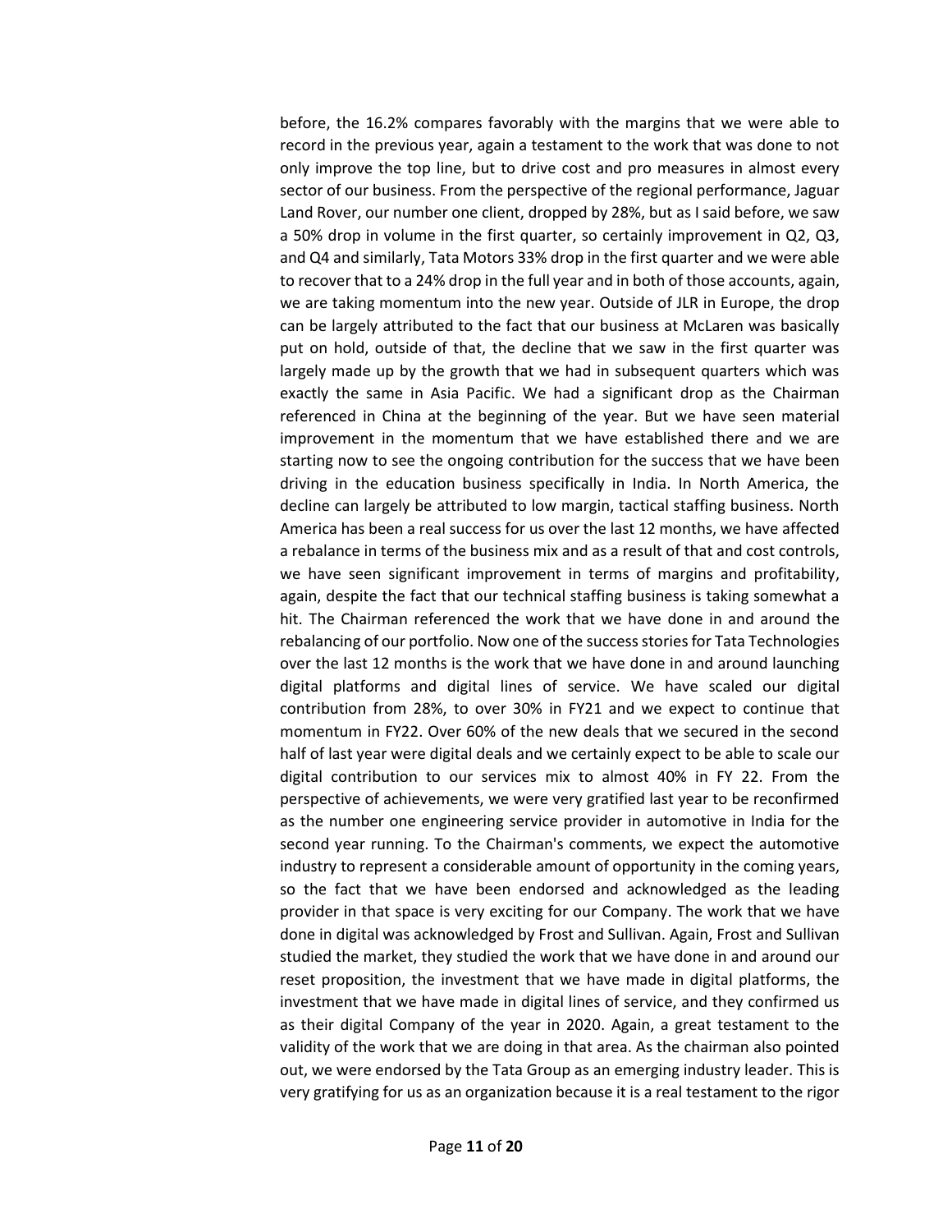before, the 16.2% compares favorably with the margins that we were able to record in the previous year, again a testament to the work that was done to not only improve the top line, but to drive cost and pro measures in almost every sector of our business. From the perspective of the regional performance, Jaguar Land Rover, our number one client, dropped by 28%, but as I said before, we saw a 50% drop in volume in the first quarter, so certainly improvement in Q2, Q3, and Q4 and similarly, Tata Motors 33% drop in the first quarter and we were able to recover that to a 24% drop in the full year and in both of those accounts, again, we are taking momentum into the new year. Outside of JLR in Europe, the drop can be largely attributed to the fact that our business at McLaren was basically put on hold, outside of that, the decline that we saw in the first quarter was largely made up by the growth that we had in subsequent quarters which was exactly the same in Asia Pacific. We had a significant drop as the Chairman referenced in China at the beginning of the year. But we have seen material improvement in the momentum that we have established there and we are starting now to see the ongoing contribution for the success that we have been driving in the education business specifically in India. In North America, the decline can largely be attributed to low margin, tactical staffing business. North America has been a real success for us over the last 12 months, we have affected a rebalance in terms of the business mix and as a result of that and cost controls, we have seen significant improvement in terms of margins and profitability, again, despite the fact that our technical staffing business is taking somewhat a hit. The Chairman referenced the work that we have done in and around the rebalancing of our portfolio. Now one of the success stories for Tata Technologies over the last 12 months is the work that we have done in and around launching digital platforms and digital lines of service. We have scaled our digital contribution from 28%, to over 30% in FY21 and we expect to continue that momentum in FY22. Over 60% of the new deals that we secured in the second half of last year were digital deals and we certainly expect to be able to scale our digital contribution to our services mix to almost 40% in FY 22. From the perspective of achievements, we were very gratified last year to be reconfirmed as the number one engineering service provider in automotive in India for the second year running. To the Chairman's comments, we expect the automotive industry to represent a considerable amount of opportunity in the coming years, so the fact that we have been endorsed and acknowledged as the leading provider in that space is very exciting for our Company. The work that we have done in digital was acknowledged by Frost and Sullivan. Again, Frost and Sullivan studied the market, they studied the work that we have done in and around our reset proposition, the investment that we have made in digital platforms, the investment that we have made in digital lines of service, and they confirmed us as their digital Company of the year in 2020. Again, a great testament to the validity of the work that we are doing in that area. As the chairman also pointed out, we were endorsed by the Tata Group as an emerging industry leader. This is very gratifying for us as an organization because it is a real testament to the rigor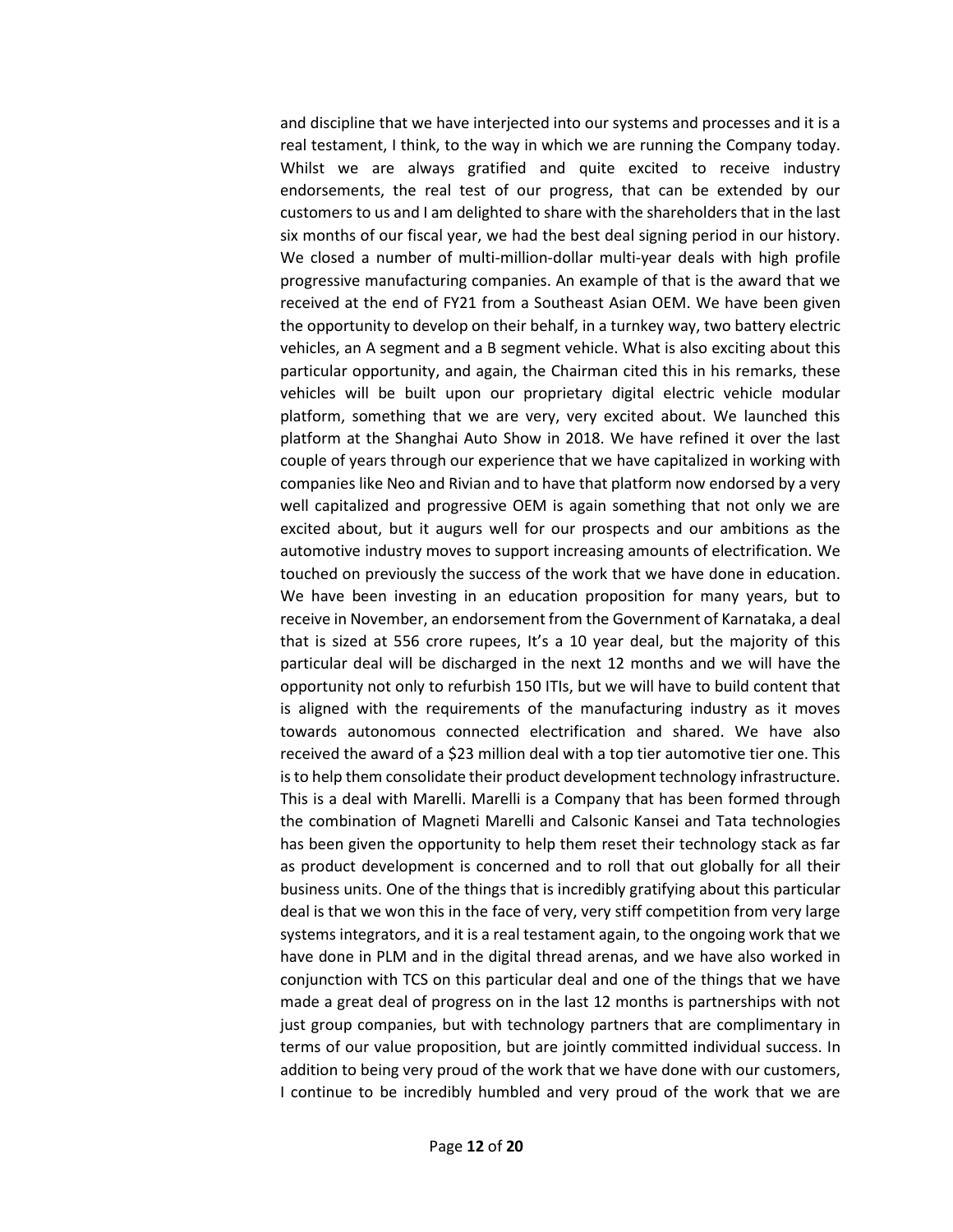and discipline that we have interjected into our systems and processes and it is a real testament, I think, to the way in which we are running the Company today. Whilst we are always gratified and quite excited to receive industry endorsements, the real test of our progress, that can be extended by our customers to us and I am delighted to share with the shareholders that in the last six months of our fiscal year, we had the best deal signing period in our history. We closed a number of multi-million-dollar multi-year deals with high profile progressive manufacturing companies. An example of that is the award that we received at the end of FY21 from a Southeast Asian OEM. We have been given the opportunity to develop on their behalf, in a turnkey way, two battery electric vehicles, an A segment and a B segment vehicle. What is also exciting about this particular opportunity, and again, the Chairman cited this in his remarks, these vehicles will be built upon our proprietary digital electric vehicle modular platform, something that we are very, very excited about. We launched this platform at the Shanghai Auto Show in 2018. We have refined it over the last couple of years through our experience that we have capitalized in working with companies like Neo and Rivian and to have that platform now endorsed by a very well capitalized and progressive OEM is again something that not only we are excited about, but it augurs well for our prospects and our ambitions as the automotive industry moves to support increasing amounts of electrification. We touched on previously the success of the work that we have done in education. We have been investing in an education proposition for many years, but to receive in November, an endorsement from the Government of Karnataka, a deal that is sized at 556 crore rupees, It's a 10 year deal, but the majority of this particular deal will be discharged in the next 12 months and we will have the opportunity not only to refurbish 150 ITIs, but we will have to build content that is aligned with the requirements of the manufacturing industry as it moves towards autonomous connected electrification and shared. We have also received the award of a $23 million deal with a top tier automotive tier one. This is to help them consolidate their product development technology infrastructure. This is a deal with Marelli. Marelli is a Company that has been formed through the combination of Magneti Marelli and Calsonic Kansei and Tata technologies has been given the opportunity to help them reset their technology stack as far as product development is concerned and to roll that out globally for all their business units. One of the things that is incredibly gratifying about this particular deal is that we won this in the face of very, very stiff competition from very large systems integrators, and it is a real testament again, to the ongoing work that we have done in PLM and in the digital thread arenas, and we have also worked in conjunction with TCS on this particular deal and one of the things that we have made a great deal of progress on in the last 12 months is partnerships with not just group companies, but with technology partners that are complimentary in terms of our value proposition, but are jointly committed individual success. In addition to being very proud of the work that we have done with our customers, I continue to be incredibly humbled and very proud of the work that we are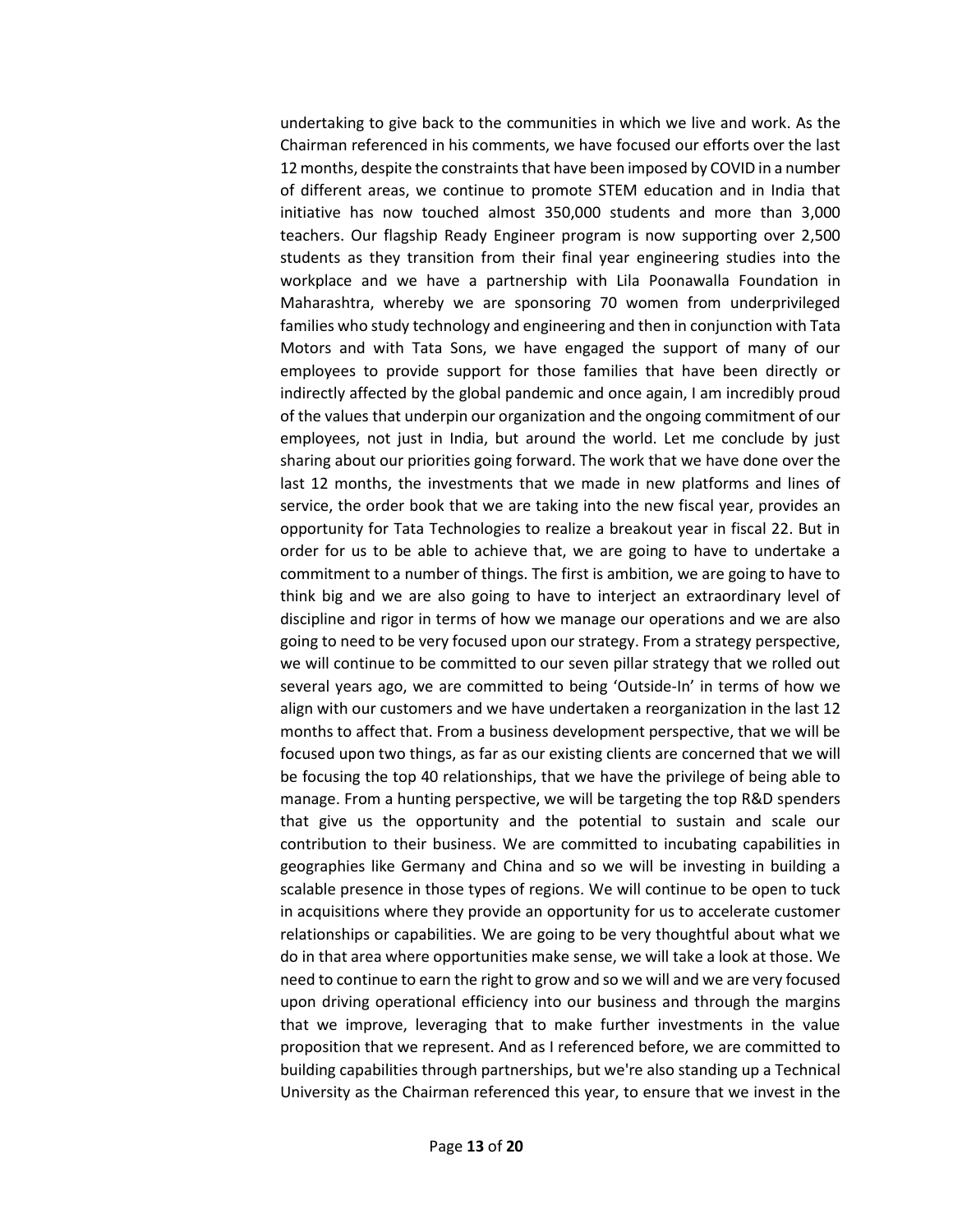undertaking to give back to the communities in which we live and work. As the Chairman referenced in his comments, we have focused our efforts over the last 12 months, despite the constraints that have been imposed by COVID in a number of different areas, we continue to promote STEM education and in India that initiative has now touched almost 350,000 students and more than 3,000 teachers. Our flagship Ready Engineer program is now supporting over 2,500 students as they transition from their final year engineering studies into the workplace and we have a partnership with Lila Poonawalla Foundation in Maharashtra, whereby we are sponsoring 70 women from underprivileged families who study technology and engineering and then in conjunction with Tata Motors and with Tata Sons, we have engaged the support of many of our employees to provide support for those families that have been directly or indirectly affected by the global pandemic and once again, I am incredibly proud of the values that underpin our organization and the ongoing commitment of our employees, not just in India, but around the world. Let me conclude by just sharing about our priorities going forward. The work that we have done over the last 12 months, the investments that we made in new platforms and lines of service, the order book that we are taking into the new fiscal year, provides an opportunity for Tata Technologies to realize a breakout year in fiscal 22. But in order for us to be able to achieve that, we are going to have to undertake a commitment to a number of things. The first is ambition, we are going to have to think big and we are also going to have to interject an extraordinary level of discipline and rigor in terms of how we manage our operations and we are also going to need to be very focused upon our strategy. From a strategy perspective, we will continue to be committed to our seven pillar strategy that we rolled out several years ago, we are committed to being 'Outside-In' in terms of how we align with our customers and we have undertaken a reorganization in the last 12 months to affect that. From a business development perspective, that we will be focused upon two things, as far as our existing clients are concerned that we will be focusing the top 40 relationships, that we have the privilege of being able to manage. From a hunting perspective, we will be targeting the top R&D spenders that give us the opportunity and the potential to sustain and scale our contribution to their business. We are committed to incubating capabilities in geographies like Germany and China and so we will be investing in building a scalable presence in those types of regions. We will continue to be open to tuck in acquisitions where they provide an opportunity for us to accelerate customer relationships or capabilities. We are going to be very thoughtful about what we do in that area where opportunities make sense, we will take a look at those. We need to continue to earn the right to grow and so we will and we are very focused upon driving operational efficiency into our business and through the margins that we improve, leveraging that to make further investments in the value proposition that we represent. And as I referenced before, we are committed to building capabilities through partnerships, but we're also standing up a Technical University as the Chairman referenced this year, to ensure that we invest in the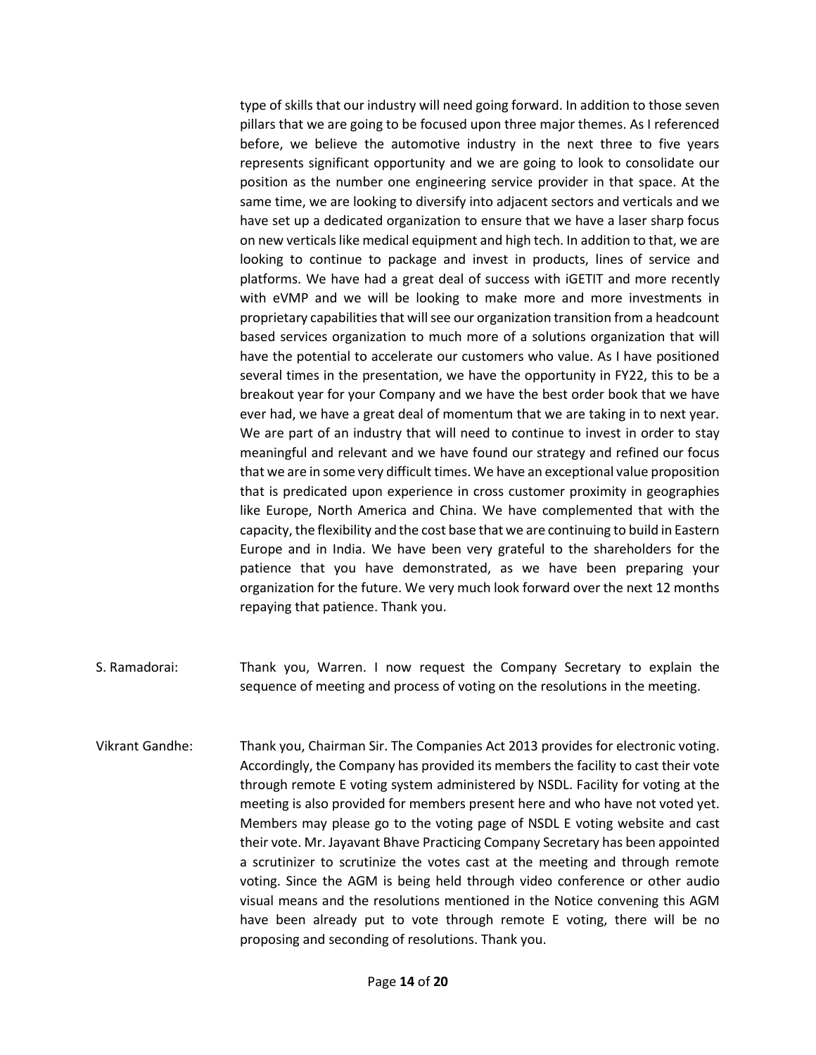type of skills that our industry will need going forward. In addition to those seven pillars that we are going to be focused upon three major themes. As I referenced before, we believe the automotive industry in the next three to five years represents significant opportunity and we are going to look to consolidate our position as the number one engineering service provider in that space. At the same time, we are looking to diversify into adjacent sectors and verticals and we have set up a dedicated organization to ensure that we have a laser sharp focus on new verticals like medical equipment and high tech. In addition to that, we are looking to continue to package and invest in products, lines of service and platforms. We have had a great deal of success with iGETIT and more recently with eVMP and we will be looking to make more and more investments in proprietary capabilities that will see our organization transition from a headcount based services organization to much more of a solutions organization that will have the potential to accelerate our customers who value. As I have positioned several times in the presentation, we have the opportunity in FY22, this to be a breakout year for your Company and we have the best order book that we have ever had, we have a great deal of momentum that we are taking in to next year. We are part of an industry that will need to continue to invest in order to stay meaningful and relevant and we have found our strategy and refined our focus that we are in some very difficult times. We have an exceptional value proposition that is predicated upon experience in cross customer proximity in geographies like Europe, North America and China. We have complemented that with the capacity, the flexibility and the cost base that we are continuing to build in Eastern Europe and in India. We have been very grateful to the shareholders for the patience that you have demonstrated, as we have been preparing your organization for the future. We very much look forward over the next 12 months repaying that patience. Thank you.

S. Ramadorai: Thank you, Warren. I now request the Company Secretary to explain the sequence of meeting and process of voting on the resolutions in the meeting.

Vikrant Gandhe: Thank you, Chairman Sir. The Companies Act 2013 provides for electronic voting. Accordingly, the Company has provided its members the facility to cast their vote through remote E voting system administered by NSDL. Facility for voting at the meeting is also provided for members present here and who have not voted yet. Members may please go to the voting page of NSDL E voting website and cast their vote. Mr. Jayavant Bhave Practicing Company Secretary has been appointed a scrutinizer to scrutinize the votes cast at the meeting and through remote voting. Since the AGM is being held through video conference or other audio visual means and the resolutions mentioned in the Notice convening this AGM have been already put to vote through remote E voting, there will be no proposing and seconding of resolutions. Thank you.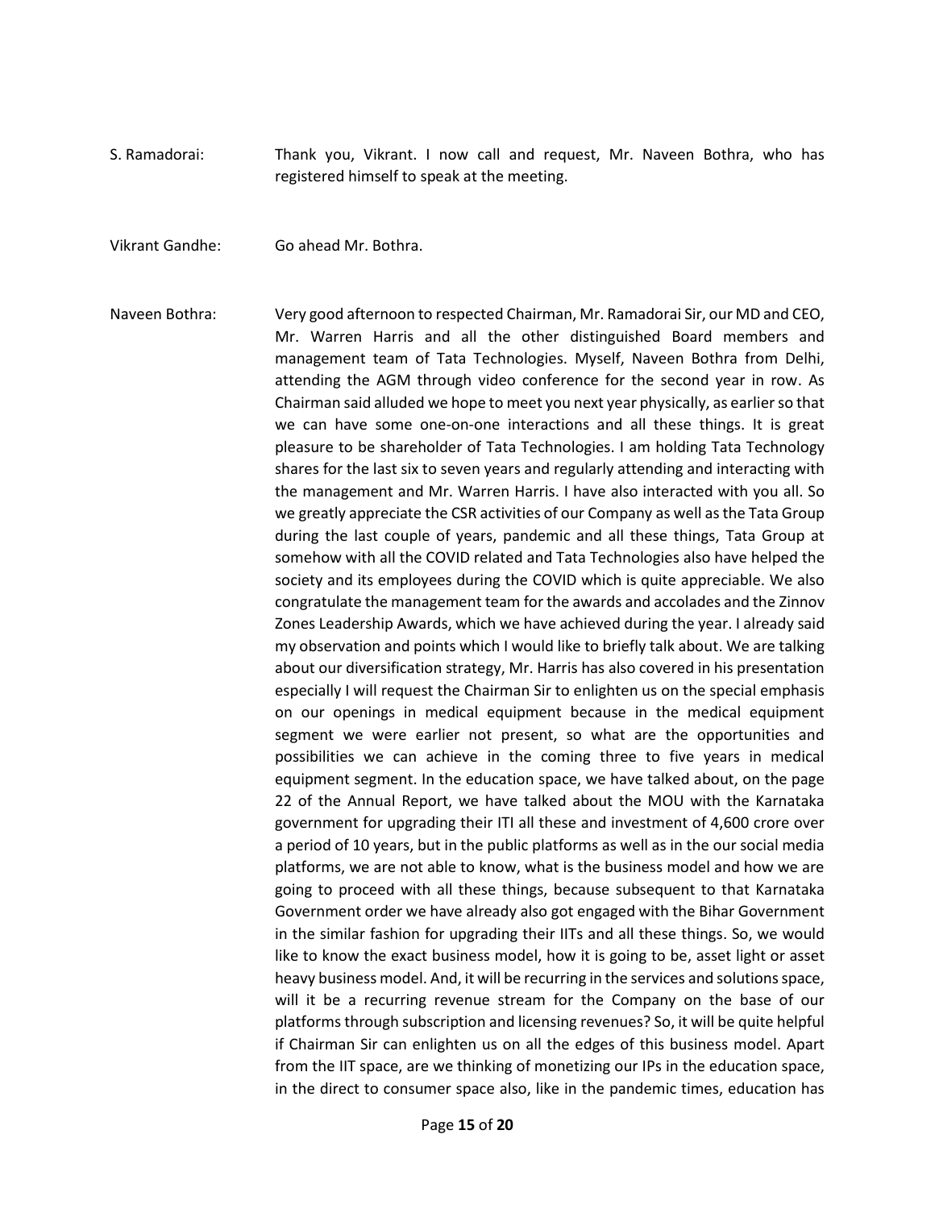S. Ramadorai: Thank you, Vikrant. I now call and request, Mr. Naveen Bothra, who has registered himself to speak at the meeting.

Vikrant Gandhe: Go ahead Mr. Bothra.

Naveen Bothra: Very good afternoon to respected Chairman, Mr. Ramadorai Sir, our MD and CEO, Mr. Warren Harris and all the other distinguished Board members and management team of Tata Technologies. Myself, Naveen Bothra from Delhi, attending the AGM through video conference for the second year in row. As Chairman said alluded we hope to meet you next year physically, as earlier so that we can have some one-on-one interactions and all these things. It is great pleasure to be shareholder of Tata Technologies. I am holding Tata Technology shares for the last six to seven years and regularly attending and interacting with the management and Mr. Warren Harris. I have also interacted with you all. So we greatly appreciate the CSR activities of our Company as well as the Tata Group during the last couple of years, pandemic and all these things, Tata Group at somehow with all the COVID related and Tata Technologies also have helped the society and its employees during the COVID which is quite appreciable. We also congratulate the management team for the awards and accolades and the Zinnov Zones Leadership Awards, which we have achieved during the year. I already said my observation and points which I would like to briefly talk about. We are talking about our diversification strategy, Mr. Harris has also covered in his presentation especially I will request the Chairman Sir to enlighten us on the special emphasis on our openings in medical equipment because in the medical equipment segment we were earlier not present, so what are the opportunities and possibilities we can achieve in the coming three to five years in medical equipment segment. In the education space, we have talked about, on the page 22 of the Annual Report, we have talked about the MOU with the Karnataka government for upgrading their ITI all these and investment of 4,600 crore over a period of 10 years, but in the public platforms as well as in the our social media platforms, we are not able to know, what is the business model and how we are going to proceed with all these things, because subsequent to that Karnataka Government order we have already also got engaged with the Bihar Government in the similar fashion for upgrading their IITs and all these things. So, we would like to know the exact business model, how it is going to be, asset light or asset heavy business model. And, it will be recurring in the services and solutions space, will it be a recurring revenue stream for the Company on the base of our platforms through subscription and licensing revenues? So, it will be quite helpful if Chairman Sir can enlighten us on all the edges of this business model. Apart from the IIT space, are we thinking of monetizing our IPs in the education space, in the direct to consumer space also, like in the pandemic times, education has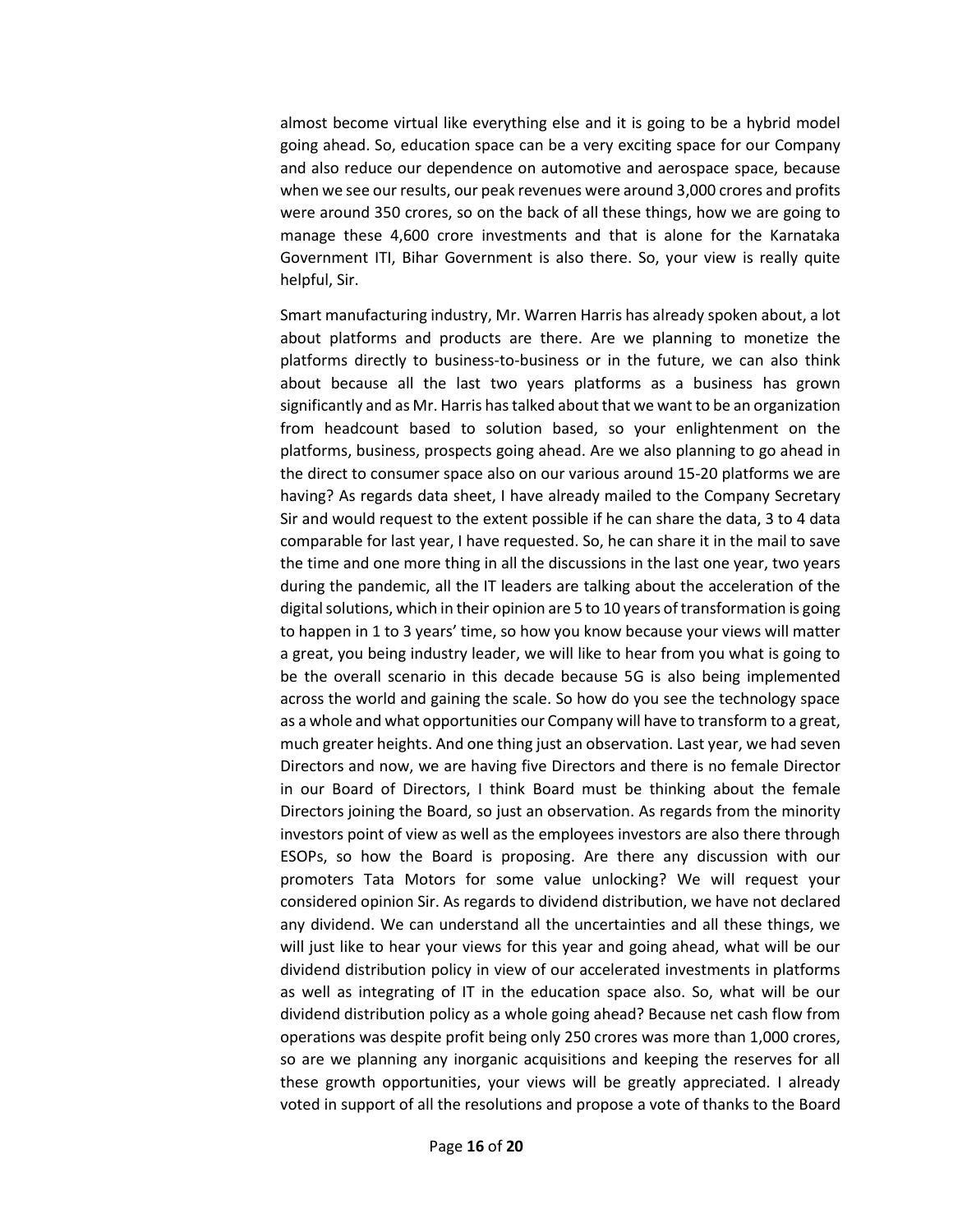almost become virtual like everything else and it is going to be a hybrid model going ahead. So, education space can be a very exciting space for our Company and also reduce our dependence on automotive and aerospace space, because when we see our results, our peak revenues were around 3,000 crores and profits were around 350 crores, so on the back of all these things, how we are going to manage these 4,600 crore investments and that is alone for the Karnataka Government ITI, Bihar Government is also there. So, your view is really quite helpful, Sir.

Smart manufacturing industry, Mr. Warren Harris has already spoken about, a lot about platforms and products are there. Are we planning to monetize the platforms directly to business-to-business or in the future, we can also think about because all the last two years platforms as a business has grown significantly and as Mr. Harris has talked about that we want to be an organization from headcount based to solution based, so your enlightenment on the platforms, business, prospects going ahead. Are we also planning to go ahead in the direct to consumer space also on our various around 15-20 platforms we are having? As regards data sheet, I have already mailed to the Company Secretary Sir and would request to the extent possible if he can share the data, 3 to 4 data comparable for last year, I have requested. So, he can share it in the mail to save the time and one more thing in all the discussions in the last one year, two years during the pandemic, all the IT leaders are talking about the acceleration of the digital solutions, which in their opinion are 5 to 10 years of transformation is going to happen in 1 to 3 years' time, so how you know because your views will matter a great, you being industry leader, we will like to hear from you what is going to be the overall scenario in this decade because 5G is also being implemented across the world and gaining the scale. So how do you see the technology space as a whole and what opportunities our Company will have to transform to a great, much greater heights. And one thing just an observation. Last year, we had seven Directors and now, we are having five Directors and there is no female Director in our Board of Directors, I think Board must be thinking about the female Directors joining the Board, so just an observation. As regards from the minority investors point of view as well as the employees investors are also there through ESOPs, so how the Board is proposing. Are there any discussion with our promoters Tata Motors for some value unlocking? We will request your considered opinion Sir. As regards to dividend distribution, we have not declared any dividend. We can understand all the uncertainties and all these things, we will just like to hear your views for this year and going ahead, what will be our dividend distribution policy in view of our accelerated investments in platforms as well as integrating of IT in the education space also. So, what will be our dividend distribution policy as a whole going ahead? Because net cash flow from operations was despite profit being only 250 crores was more than 1,000 crores, so are we planning any inorganic acquisitions and keeping the reserves for all these growth opportunities, your views will be greatly appreciated. I already voted in support of all the resolutions and propose a vote of thanks to the Board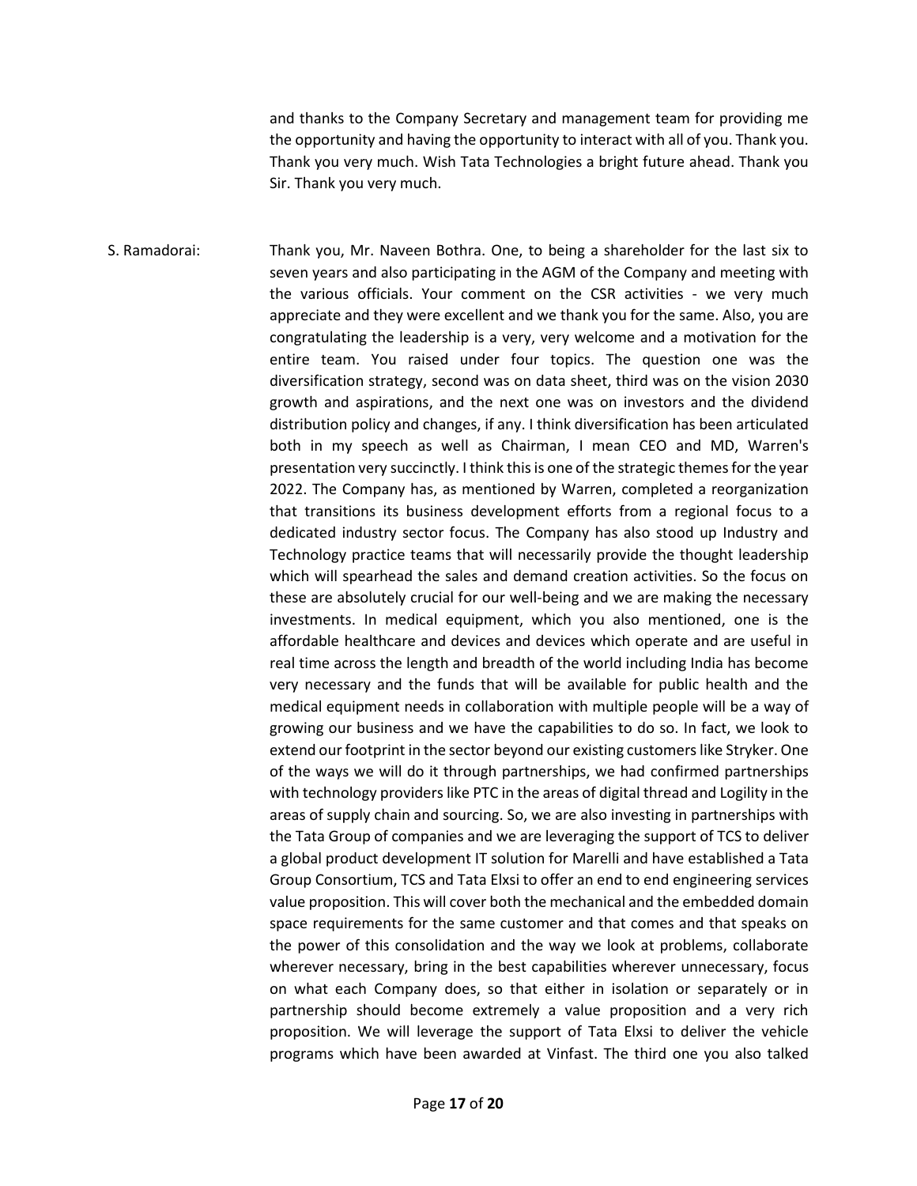and thanks to the Company Secretary and management team for providing me the opportunity and having the opportunity to interact with all of you. Thank you. Thank you very much. Wish Tata Technologies a bright future ahead. Thank you Sir. Thank you very much.

S. Ramadorai: Thank you, Mr. Naveen Bothra. One, to being a shareholder for the last six to seven years and also participating in the AGM of the Company and meeting with the various officials. Your comment on the CSR activities - we very much appreciate and they were excellent and we thank you for the same. Also, you are congratulating the leadership is a very, very welcome and a motivation for the entire team. You raised under four topics. The question one was the diversification strategy, second was on data sheet, third was on the vision 2030 growth and aspirations, and the next one was on investors and the dividend distribution policy and changes, if any. I think diversification has been articulated both in my speech as well as Chairman, I mean CEO and MD, Warren's presentation very succinctly. I think this is one of the strategic themes for the year 2022. The Company has, as mentioned by Warren, completed a reorganization that transitions its business development efforts from a regional focus to a dedicated industry sector focus. The Company has also stood up Industry and Technology practice teams that will necessarily provide the thought leadership which will spearhead the sales and demand creation activities. So the focus on these are absolutely crucial for our well-being and we are making the necessary investments. In medical equipment, which you also mentioned, one is the affordable healthcare and devices and devices which operate and are useful in real time across the length and breadth of the world including India has become very necessary and the funds that will be available for public health and the medical equipment needs in collaboration with multiple people will be a way of growing our business and we have the capabilities to do so. In fact, we look to extend our footprint in the sector beyond our existing customers like Stryker. One of the ways we will do it through partnerships, we had confirmed partnerships with technology providers like PTC in the areas of digital thread and Logility in the areas of supply chain and sourcing. So, we are also investing in partnerships with the Tata Group of companies and we are leveraging the support of TCS to deliver a global product development IT solution for Marelli and have established a Tata Group Consortium, TCS and Tata Elxsi to offer an end to end engineering services value proposition. This will cover both the mechanical and the embedded domain space requirements for the same customer and that comes and that speaks on the power of this consolidation and the way we look at problems, collaborate wherever necessary, bring in the best capabilities wherever unnecessary, focus on what each Company does, so that either in isolation or separately or in partnership should become extremely a value proposition and a very rich proposition. We will leverage the support of Tata Elxsi to deliver the vehicle programs which have been awarded at Vinfast. The third one you also talked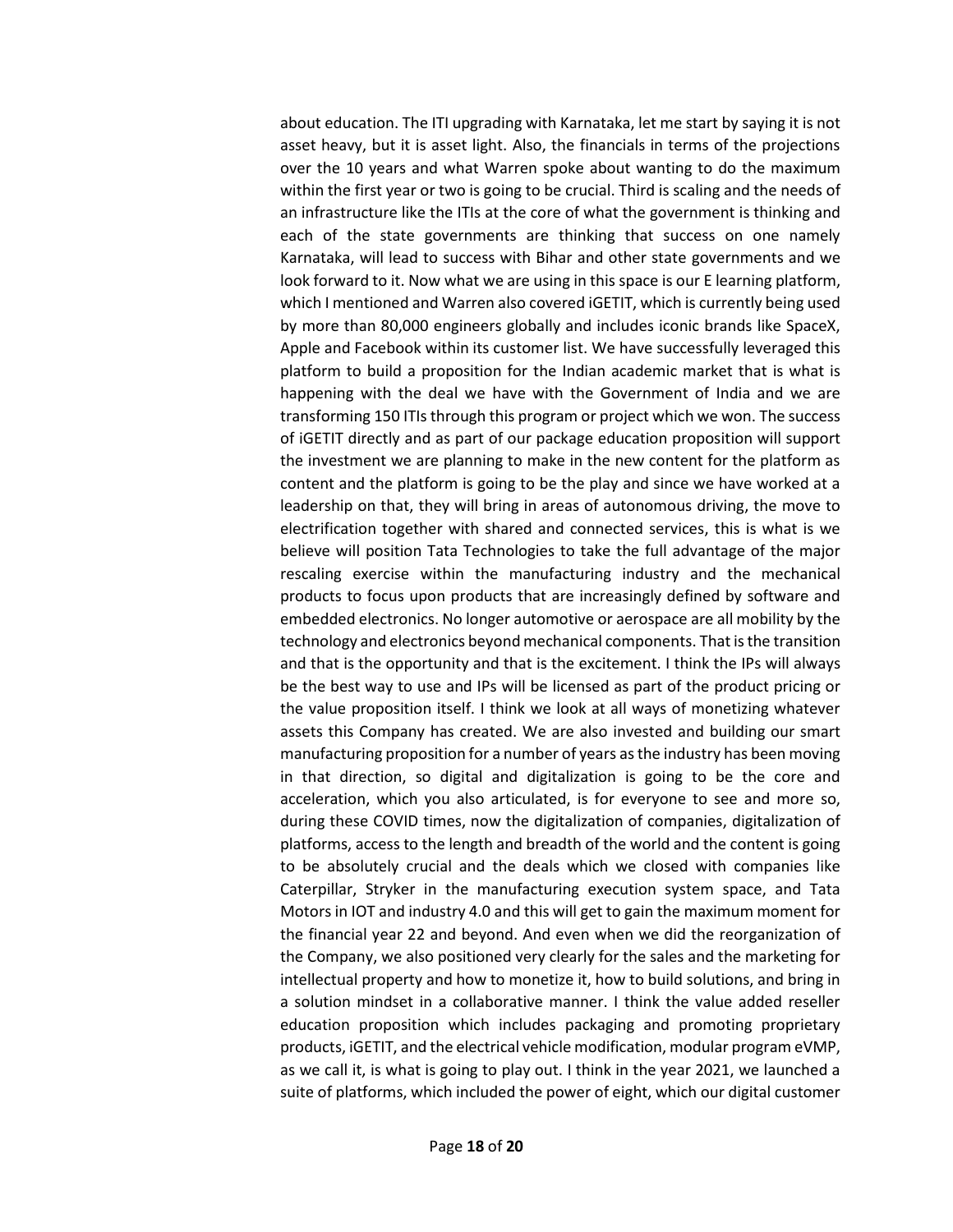about education. The ITI upgrading with Karnataka, let me start by saying it is not asset heavy, but it is asset light. Also, the financials in terms of the projections over the 10 years and what Warren spoke about wanting to do the maximum within the first year or two is going to be crucial. Third is scaling and the needs of an infrastructure like the ITIs at the core of what the government is thinking and each of the state governments are thinking that success on one namely Karnataka, will lead to success with Bihar and other state governments and we look forward to it. Now what we are using in this space is our E learning platform, which I mentioned and Warren also covered iGETIT, which is currently being used by more than 80,000 engineers globally and includes iconic brands like SpaceX, Apple and Facebook within its customer list. We have successfully leveraged this platform to build a proposition for the Indian academic market that is what is happening with the deal we have with the Government of India and we are transforming 150 ITIs through this program or project which we won. The success of iGETIT directly and as part of our package education proposition will support the investment we are planning to make in the new content for the platform as content and the platform is going to be the play and since we have worked at a leadership on that, they will bring in areas of autonomous driving, the move to electrification together with shared and connected services, this is what is we believe will position Tata Technologies to take the full advantage of the major rescaling exercise within the manufacturing industry and the mechanical products to focus upon products that are increasingly defined by software and embedded electronics. No longer automotive or aerospace are all mobility by the technology and electronics beyond mechanical components. That is the transition and that is the opportunity and that is the excitement. I think the IPs will always be the best way to use and IPs will be licensed as part of the product pricing or the value proposition itself. I think we look at all ways of monetizing whatever assets this Company has created. We are also invested and building our smart manufacturing proposition for a number of years as the industry has been moving in that direction, so digital and digitalization is going to be the core and acceleration, which you also articulated, is for everyone to see and more so, during these COVID times, now the digitalization of companies, digitalization of platforms, access to the length and breadth of the world and the content is going to be absolutely crucial and the deals which we closed with companies like Caterpillar, Stryker in the manufacturing execution system space, and Tata Motors in IOT and industry 4.0 and this will get to gain the maximum moment for the financial year 22 and beyond. And even when we did the reorganization of the Company, we also positioned very clearly for the sales and the marketing for intellectual property and how to monetize it, how to build solutions, and bring in a solution mindset in a collaborative manner. I think the value added reseller education proposition which includes packaging and promoting proprietary products, iGETIT, and the electrical vehicle modification, modular program eVMP, as we call it, is what is going to play out. I think in the year 2021, we launched a suite of platforms, which included the power of eight, which our digital customer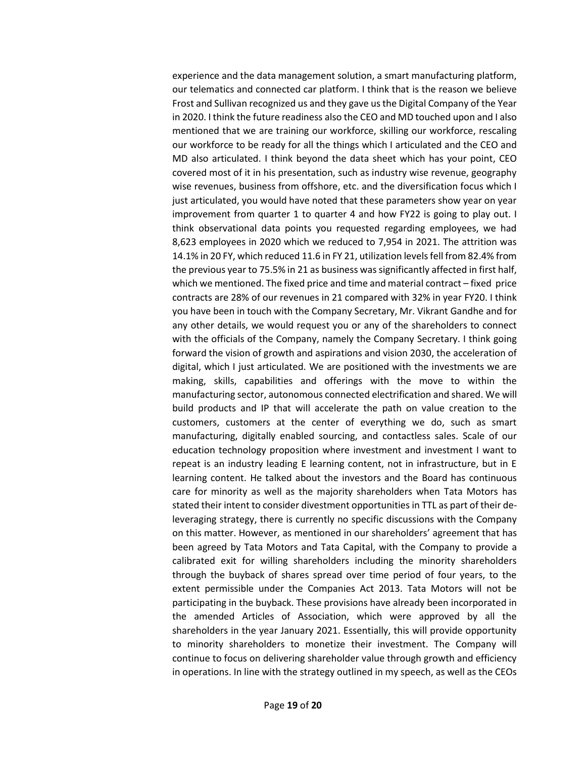experience and the data management solution, a smart manufacturing platform, our telematics and connected car platform. I think that is the reason we believe Frost and Sullivan recognized us and they gave us the Digital Company of the Year in 2020. I think the future readiness also the CEO and MD touched upon and I also mentioned that we are training our workforce, skilling our workforce, rescaling our workforce to be ready for all the things which I articulated and the CEO and MD also articulated. I think beyond the data sheet which has your point, CEO covered most of it in his presentation, such as industry wise revenue, geography wise revenues, business from offshore, etc. and the diversification focus which I just articulated, you would have noted that these parameters show year on year improvement from quarter 1 to quarter 4 and how FY22 is going to play out. I think observational data points you requested regarding employees, we had 8,623 employees in 2020 which we reduced to 7,954 in 2021. The attrition was 14.1% in 20 FY, which reduced 11.6 in FY 21, utilization levels fell from 82.4% from the previous year to 75.5% in 21 as business was significantly affected in first half, which we mentioned. The fixed price and time and material contract – fixed price contracts are 28% of our revenues in 21 compared with 32% in year FY20. I think you have been in touch with the Company Secretary, Mr. Vikrant Gandhe and for any other details, we would request you or any of the shareholders to connect with the officials of the Company, namely the Company Secretary. I think going forward the vision of growth and aspirations and vision 2030, the acceleration of digital, which I just articulated. We are positioned with the investments we are making, skills, capabilities and offerings with the move to within the manufacturing sector, autonomous connected electrification and shared. We will build products and IP that will accelerate the path on value creation to the customers, customers at the center of everything we do, such as smart manufacturing, digitally enabled sourcing, and contactless sales. Scale of our education technology proposition where investment and investment I want to repeat is an industry leading E learning content, not in infrastructure, but in E learning content. He talked about the investors and the Board has continuous care for minority as well as the majority shareholders when Tata Motors has stated their intent to consider divestment opportunities in TTL as part of their de-leveraging strategy, there is currently no specific discussions with the Company on this matter. However, as mentioned in our shareholders' agreement that has been agreed by Tata Motors and Tata Capital, with the Company to provide a calibrated exit for willing shareholders including the minority shareholders through the buyback of shares spread over time period of four years, to the extent permissible under the Companies Act 2013. Tata Motors will not be participating in the buyback. These provisions have already been incorporated in the amended Articles of Association, which were approved by all the shareholders in the year January 2021. Essentially, this will provide opportunity to minority shareholders to monetize their investment. The Company will continue to focus on delivering shareholder value through growth and efficiency in operations. In line with the strategy outlined in my speech, as well as the CEOs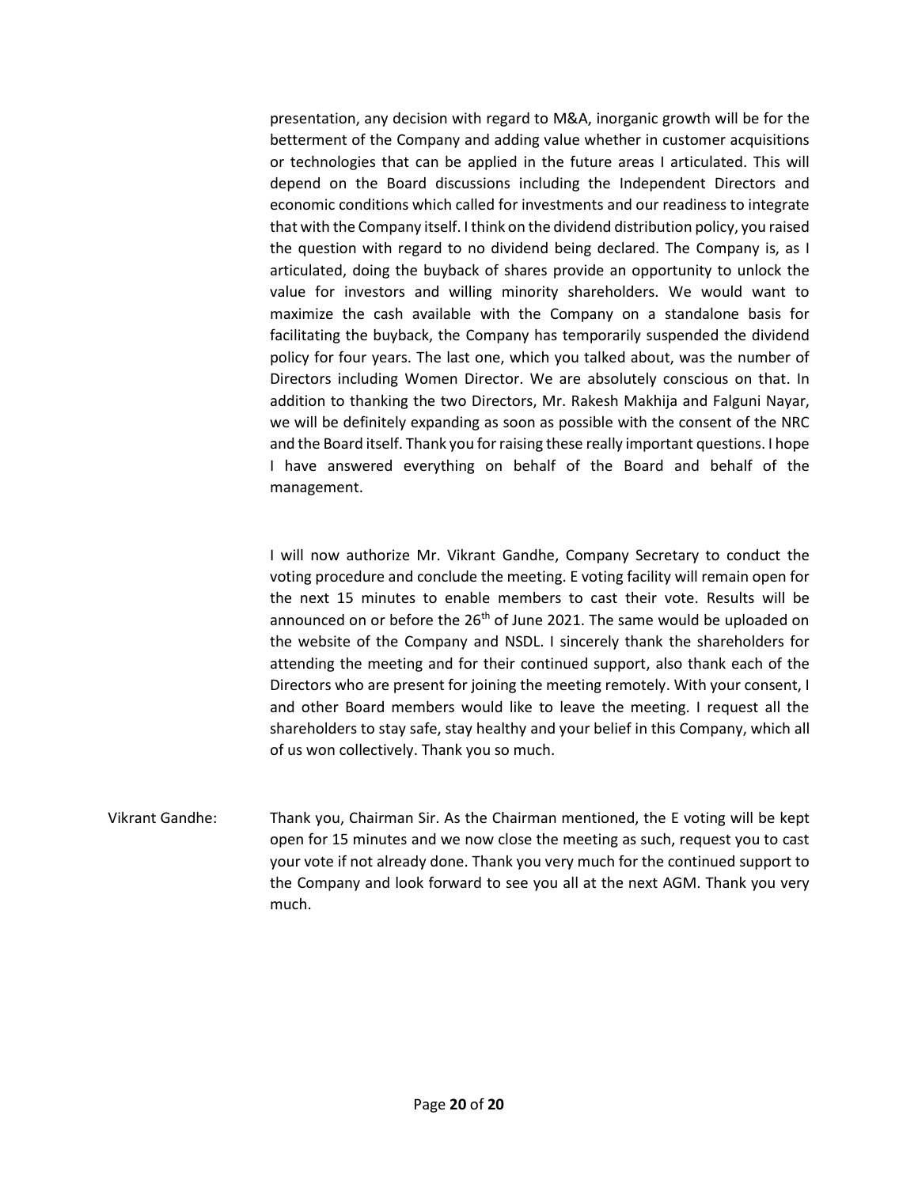presentation, any decision with regard to M&A, inorganic growth will be for the betterment of the Company and adding value whether in customer acquisitions or technologies that can be applied in the future areas I articulated. This will depend on the Board discussions including the Independent Directors and economic conditions which called for investments and our readiness to integrate that with the Company itself. I think on the dividend distribution policy, you raised the question with regard to no dividend being declared. The Company is, as I articulated, doing the buyback of shares provide an opportunity to unlock the value for investors and willing minority shareholders. We would want to maximize the cash available with the Company on a standalone basis for facilitating the buyback, the Company has temporarily suspended the dividend policy for four years. The last one, which you talked about, was the number of Directors including Women Director. We are absolutely conscious on that. In addition to thanking the two Directors, Mr. Rakesh Makhija and Falguni Nayar, we will be definitely expanding as soon as possible with the consent of the NRC and the Board itself. Thank you for raising these really important questions. I hope I have answered everything on behalf of the Board and behalf of the management.

I will now authorize Mr. Vikrant Gandhe, Company Secretary to conduct the voting procedure and conclude the meeting. E voting facility will remain open for the next 15 minutes to enable members to cast their vote. Results will be announced on or before the 26th of June 2021. The same would be uploaded on the website of the Company and NSDL. I sincerely thank the shareholders for attending the meeting and for their continued support, also thank each of the Directors who are present for joining the meeting remotely. With your consent, I and other Board members would like to leave the meeting. I request all the shareholders to stay safe, stay healthy and your belief in this Company, which all of us won collectively. Thank you so much.

Vikrant Gandhe: Thank you, Chairman Sir. As the Chairman mentioned, the E voting will be kept open for 15 minutes and we now close the meeting as such, request you to cast your vote if not already done. Thank you very much for the continued support to the Company and look forward to see you all at the next AGM. Thank you very much.